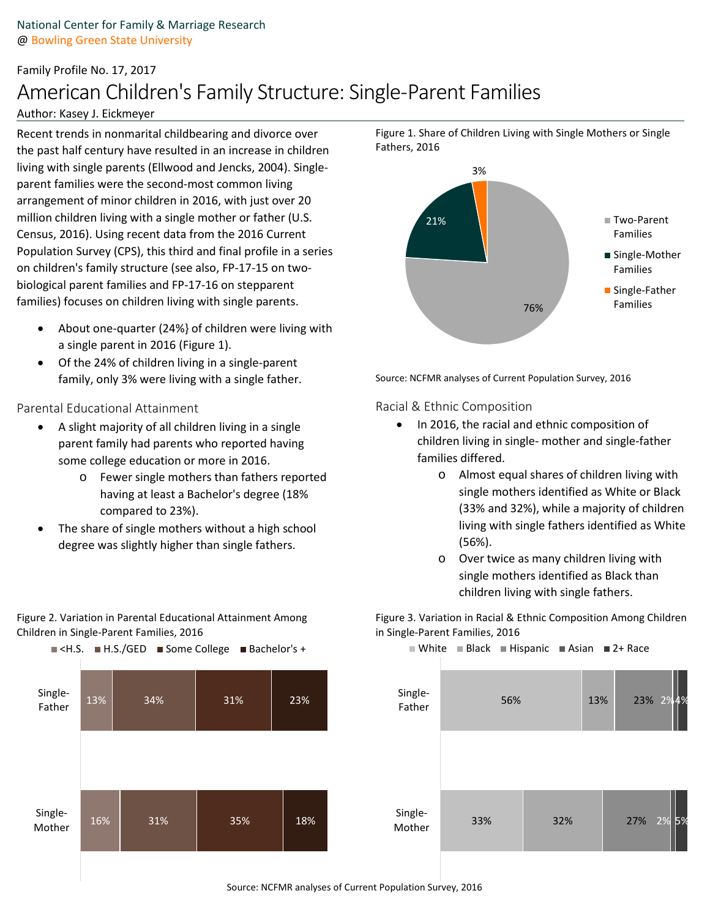National Center for Family & Marriage Research
@ Bowling Green State University

Family Profile No. 17, 2017

# American Children's Family Structure: Single-Parent Families

Author: Kasey J. Eickmeyer

Recent trends in nonmarital childbearing and divorce over the past half century have resulted in an increase in children living with single parents (Ellwood and Jencks, 2004). Single-parent families were the second-most common living arrangement of minor children in 2016, with just over 20 million children living with a single mother or father (U.S. Census, 2016). Using recent data from the 2016 Current Population Survey (CPS), this third and final profile in a series on children's family structure (see also, FP-17-15 on two-biological parent families and FP-17-16 on stepparent families) focuses on children living with single parents.

- About one-quarter (24%} of children were living with a single parent in 2016 (Figure 1).
- Of the 24% of children living in a single-parent family, only 3% were living with a single father.

Figure 1. Share of Children Living with Single Mothers or Single Fathers, 2016

| Family Type | Share |
|---|---|
| Two-Parent Families | 76% |
| Single-Mother Families | 21% |
| Single-Father Families | 3% |

Source: NCFMR analyses of Current Population Survey, 2016

## Parental Educational Attainment

- A slight majority of all children living in a single parent family had parents who reported having some college education or more in 2016.
  - Fewer single mothers than fathers reported having at least a Bachelor's degree (18% compared to 23%).
- The share of single mothers without a high school degree was slightly higher than single fathers.

## Racial & Ethnic Composition

- In 2016, the racial and ethnic composition of children living in single- mother and single-father families differed.
  - Almost equal shares of children living with single mothers identified as White or Black (33% and 32%), while a majority of children living with single fathers identified as White (56%).
  - Over twice as many children living with single mothers identified as Black than children living with single fathers.

Figure 2. Variation in Parental Educational Attainment Among Children in Single-Parent Families, 2016

| | <H.S. | H.S./GED | Some College | Bachelor's + |
|---|---|---|---|---|
| Single-Father | 13% | 34% | 31% | 23% |
| Single-Mother | 16% | 31% | 35% | 18% |

Figure 3. Variation in Racial & Ethnic Composition Among Children in Single-Parent Families, 2016

| | White | Black | Hispanic | Asian | 2+ Race |
|---|---|---|---|---|---|
| Single-Father | 56% | 13% | 23% | 2% | 4% |
| Single-Mother | 33% | 32% | 27% | 2% | 5% |

Source: NCFMR analyses of Current Population Survey, 2016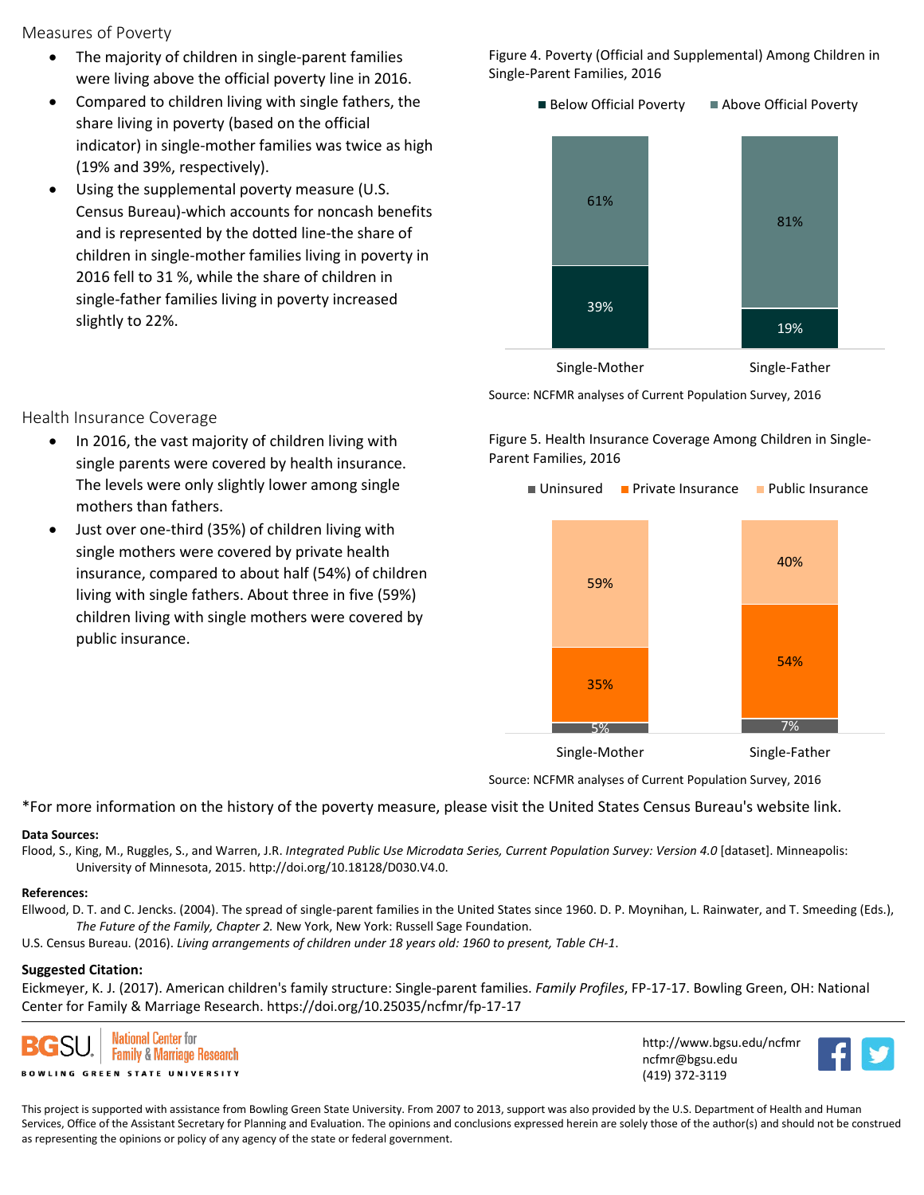## Measures of Poverty

- The majority of children in single-parent families were living above the official poverty line in 2016.
- Compared to children living with single fathers, the share living in poverty (based on the official indicator) in single-mother families was twice as high (19% and 39%, respectively).
- Using the supplemental poverty measure (U.S. Census Bureau)-which accounts for noncash benefits and is represented by the dotted line-the share of children in single-mother families living in poverty in 2016 fell to 31 %, while the share of children in single-father families living in poverty increased slightly to 22%.

Figure 4. Poverty (Official and Supplemental) Among Children in Single-Parent Families, 2016

Below Official Poverty
Above Official Poverty

Single-Mother: 39%, 61%
Single-Father: 19%, 81%

Source: NCFMR analyses of Current Population Survey, 2016

## Health Insurance Coverage

- In 2016, the vast majority of children living with single parents were covered by health insurance. The levels were only slightly lower among single mothers than fathers.
- Just over one-third (35%) of children living with single mothers were covered by private health insurance, compared to about half (54%) of children living with single fathers. About three in five (59%) children living with single mothers were covered by public insurance.

Figure 5. Health Insurance Coverage Among Children in Single-Parent Families, 2016

Uninsured
Private Insurance
Public Insurance

Single-Mother: 5%, 35%, 59%
Single-Father: 7%, 54%, 40%

Source: NCFMR analyses of Current Population Survey, 2016

*For more information on the history of the poverty measure, please visit the United States Census Bureau's website link.

**Data Sources:**

Flood, S., King, M., Ruggles, S., and Warren, J.R. *Integrated Public Use Microdata Series, Current Population Survey: Version 4.0* [dataset]. Minneapolis: University of Minnesota, 2015. http://doi.org/10.18128/D030.V4.0.

**References:**

Ellwood, D. T. and C. Jencks. (2004). The spread of single-parent families in the United States since 1960. D. P. Moynihan, L. Rainwater, and T. Smeeding (Eds.), *The Future of the Family, Chapter 2.* New York, New York: Russell Sage Foundation.

U.S. Census Bureau. (2016). *Living arrangements of children under 18 years old: 1960 to present, Table CH-1.*

**Suggested Citation:**

Eickmeyer, K. J. (2017). American children's family structure: Single-parent families. *Family Profiles*, FP-17-17. Bowling Green, OH: National Center for Family & Marriage Research. https://doi.org/10.25035/ncfmr/fp-17-17

BGSU. National Center for Family & Marriage Research
BOWLING GREEN STATE UNIVERSITY

http://www.bgsu.edu/ncfmr
ncfmr@bgsu.edu
(419) 372-3119

This project is supported with assistance from Bowling Green State University. From 2007 to 2013, support was also provided by the U.S. Department of Health and Human Services, Office of the Assistant Secretary for Planning and Evaluation. The opinions and conclusions expressed herein are solely those of the author(s) and should not be construed as representing the opinions or policy of any agency of the state or federal government.